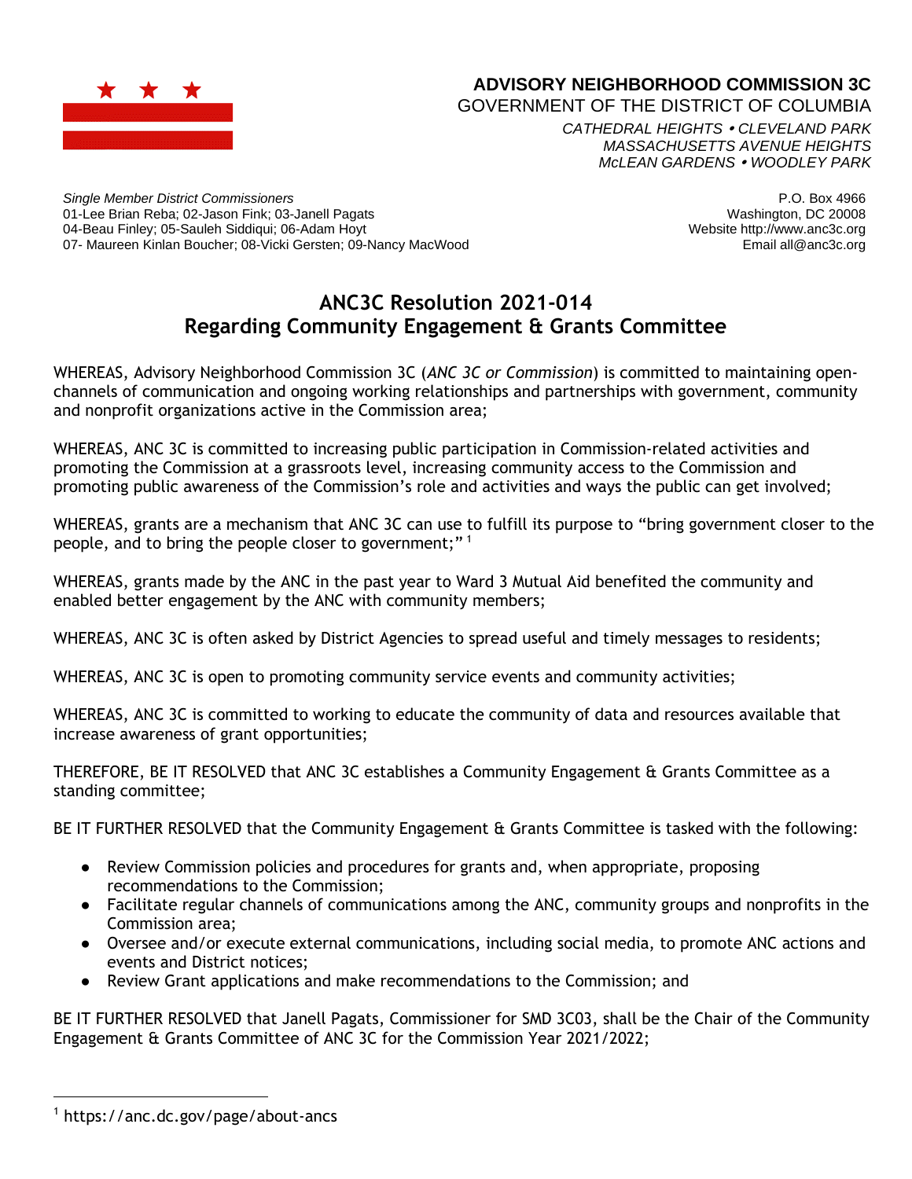**ADVISORY NEIGHBORHOOD COMMISSION 3C**
GOVERNMENT OF THE DISTRICT OF COLUMBIA

*CATHEDRAL HEIGHTS • CLEVELAND PARK*
*MASSACHUSETTS AVENUE HEIGHTS*
*McLEAN GARDENS • WOODLEY PARK*

*Single Member District Commissioners*
01-Lee Brian Reba; 02-Jason Fink; 03-Janell Pagats
04-Beau Finley; 05-Sauleh Siddiqui; 06-Adam Hoyt
07- Maureen Kinlan Boucher; 08-Vicki Gersten; 09-Nancy MacWood

P.O. Box 4966
Washington, DC 20008
Website http://www.anc3c.org
Email all@anc3c.org

# ANC3C Resolution 2021-014
# Regarding Community Engagement & Grants Committee

WHEREAS, Advisory Neighborhood Commission 3C (*ANC 3C or Commission*) is committed to maintaining open-channels of communication and ongoing working relationships and partnerships with government, community and nonprofit organizations active in the Commission area;

WHEREAS, ANC 3C is committed to increasing public participation in Commission-related activities and promoting the Commission at a grassroots level, increasing community access to the Commission and promoting public awareness of the Commission's role and activities and ways the public can get involved;

WHEREAS, grants are a mechanism that ANC 3C can use to fulfill its purpose to "bring government closer to the people, and to bring the people closer to government;" [1]

WHEREAS, grants made by the ANC in the past year to Ward 3 Mutual Aid benefited the community and enabled better engagement by the ANC with community members;

WHEREAS, ANC 3C is often asked by District Agencies to spread useful and timely messages to residents;

WHEREAS, ANC 3C is open to promoting community service events and community activities;

WHEREAS, ANC 3C is committed to working to educate the community of data and resources available that increase awareness of grant opportunities;

THEREFORE, BE IT RESOLVED that ANC 3C establishes a Community Engagement & Grants Committee as a standing committee;

BE IT FURTHER RESOLVED that the Community Engagement & Grants Committee is tasked with the following:

- Review Commission policies and procedures for grants and, when appropriate, proposing recommendations to the Commission;
- Facilitate regular channels of communications among the ANC, community groups and nonprofits in the Commission area;
- Oversee and/or execute external communications, including social media, to promote ANC actions and events and District notices;
- Review Grant applications and make recommendations to the Commission; and

BE IT FURTHER RESOLVED that Janell Pagats, Commissioner for SMD 3C03, shall be the Chair of the Community Engagement & Grants Committee of ANC 3C for the Commission Year 2021/2022;

---

[1] https://anc.dc.gov/page/about-ancs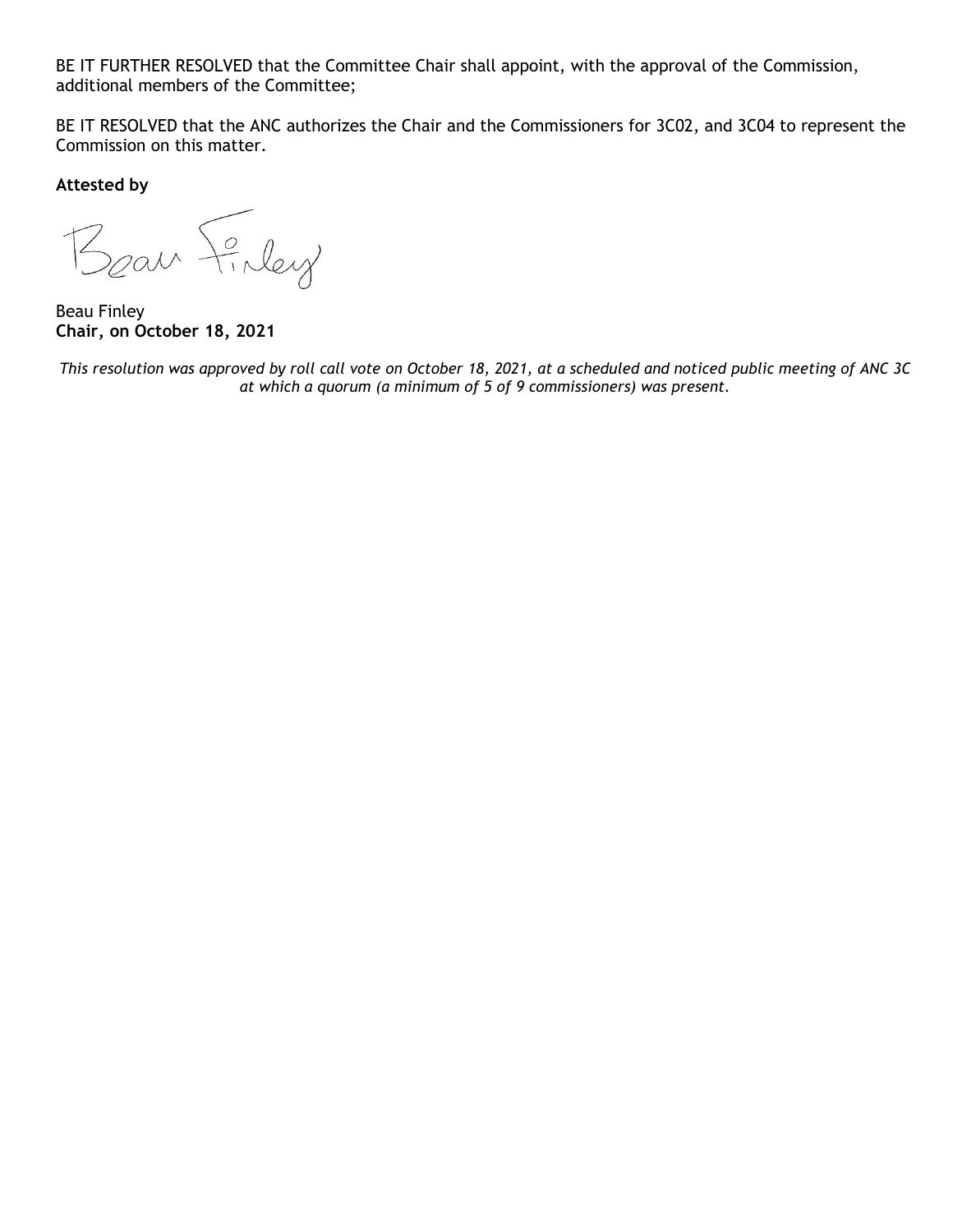BE IT FURTHER RESOLVED that the Committee Chair shall appoint, with the approval of the Commission, additional members of the Committee;

BE IT RESOLVED that the ANC authorizes the Chair and the Commissioners for 3C02, and 3C04 to represent the Commission on this matter.

**Attested by**

Beau Finley

Beau Finley
**Chair, on October 18, 2021**

*This resolution was approved by roll call vote on October 18, 2021, at a scheduled and noticed public meeting of ANC 3C at which a quorum (a minimum of 5 of 9 commissioners) was present.*